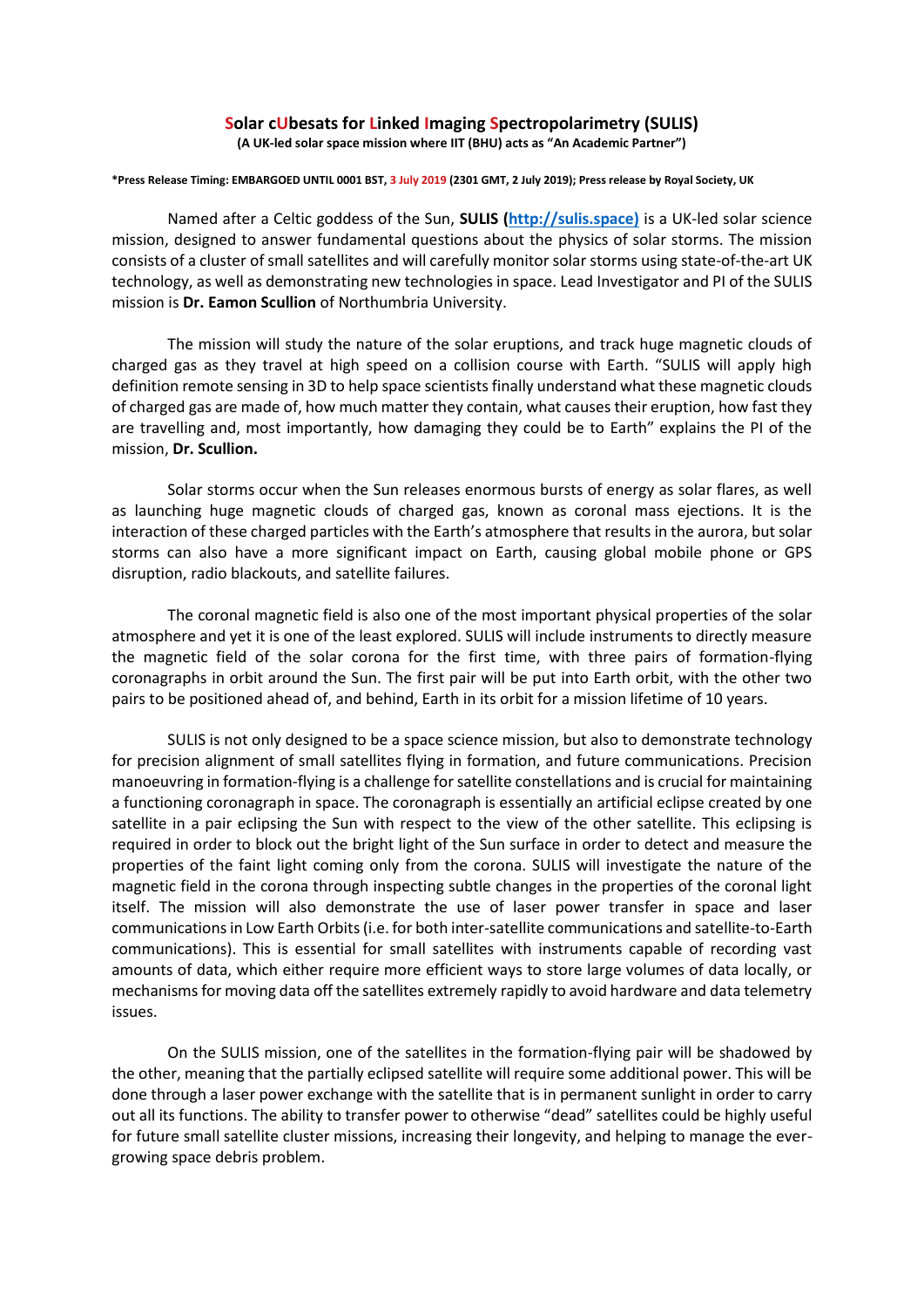# Solar cUbesats for Linked Imaging Spectropolarimetry (SULIS)

**(A UK-led solar space mission where IIT (BHU) acts as "An Academic Partner")**

**\*Press Release Timing: EMBARGOED UNTIL 0001 BST, 3 July 2019 (2301 GMT, 2 July 2019); Press release by Royal Society, UK**

Named after a Celtic goddess of the Sun, **SULIS ([http://sulis.space](http://sulis.space))** is a UK-led solar science mission, designed to answer fundamental questions about the physics of solar storms. The mission consists of a cluster of small satellites and will carefully monitor solar storms using state-of-the-art UK technology, as well as demonstrating new technologies in space. Lead Investigator and PI of the SULIS mission is **Dr. Eamon Scullion** of Northumbria University.

The mission will study the nature of the solar eruptions, and track huge magnetic clouds of charged gas as they travel at high speed on a collision course with Earth. "SULIS will apply high definition remote sensing in 3D to help space scientists finally understand what these magnetic clouds of charged gas are made of, how much matter they contain, what causes their eruption, how fast they are travelling and, most importantly, how damaging they could be to Earth" explains the PI of the mission, **Dr. Scullion.**

Solar storms occur when the Sun releases enormous bursts of energy as solar flares, as well as launching huge magnetic clouds of charged gas, known as coronal mass ejections. It is the interaction of these charged particles with the Earth's atmosphere that results in the aurora, but solar storms can also have a more significant impact on Earth, causing global mobile phone or GPS disruption, radio blackouts, and satellite failures.

The coronal magnetic field is also one of the most important physical properties of the solar atmosphere and yet it is one of the least explored. SULIS will include instruments to directly measure the magnetic field of the solar corona for the first time, with three pairs of formation-flying coronagraphs in orbit around the Sun. The first pair will be put into Earth orbit, with the other two pairs to be positioned ahead of, and behind, Earth in its orbit for a mission lifetime of 10 years.

SULIS is not only designed to be a space science mission, but also to demonstrate technology for precision alignment of small satellites flying in formation, and future communications. Precision manoeuvring in formation-flying is a challenge for satellite constellations and is crucial for maintaining a functioning coronagraph in space. The coronagraph is essentially an artificial eclipse created by one satellite in a pair eclipsing the Sun with respect to the view of the other satellite. This eclipsing is required in order to block out the bright light of the Sun surface in order to detect and measure the properties of the faint light coming only from the corona. SULIS will investigate the nature of the magnetic field in the corona through inspecting subtle changes in the properties of the coronal light itself. The mission will also demonstrate the use of laser power transfer in space and laser communications in Low Earth Orbits (i.e. for both inter-satellite communications and satellite-to-Earth communications). This is essential for small satellites with instruments capable of recording vast amounts of data, which either require more efficient ways to store large volumes of data locally, or mechanisms for moving data off the satellites extremely rapidly to avoid hardware and data telemetry issues.

On the SULIS mission, one of the satellites in the formation-flying pair will be shadowed by the other, meaning that the partially eclipsed satellite will require some additional power. This will be done through a laser power exchange with the satellite that is in permanent sunlight in order to carry out all its functions. The ability to transfer power to otherwise "dead" satellites could be highly useful for future small satellite cluster missions, increasing their longevity, and helping to manage the ever-growing space debris problem.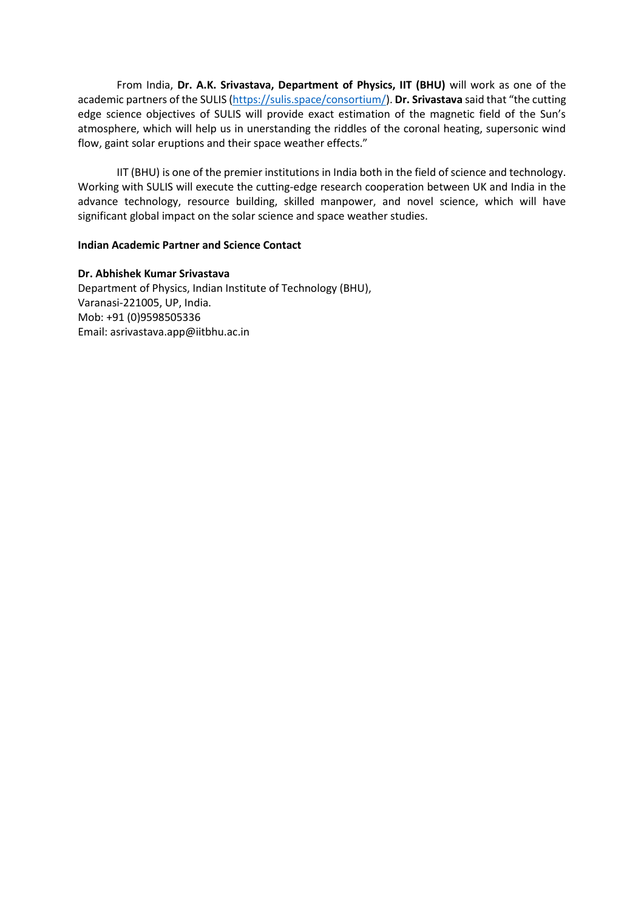From India, **Dr. A.K. Srivastava, Department of Physics, IIT (BHU)** will work as one of the academic partners of the SULIS ([https://sulis.space/consortium/](https://sulis.space/consortium/)). **Dr. Srivastava** said that "the cutting edge science objectives of SULIS will provide exact estimation of the magnetic field of the Sun's atmosphere, which will help us in unerstanding the riddles of the coronal heating, supersonic wind flow, gaint solar eruptions and their space weather effects."

IIT (BHU) is one of the premier institutions in India both in the field of science and technology. Working with SULIS will execute the cutting-edge research cooperation between UK and India in the advance technology, resource building, skilled manpower, and novel science, which will have significant global impact on the solar science and space weather studies.

**Indian Academic Partner and Science Contact**

**Dr. Abhishek Kumar Srivastava**
Department of Physics, Indian Institute of Technology (BHU),
Varanasi-221005, UP, India.
Mob: +91 (0)9598505336
Email: asrivastava.app@iitbhu.ac.in